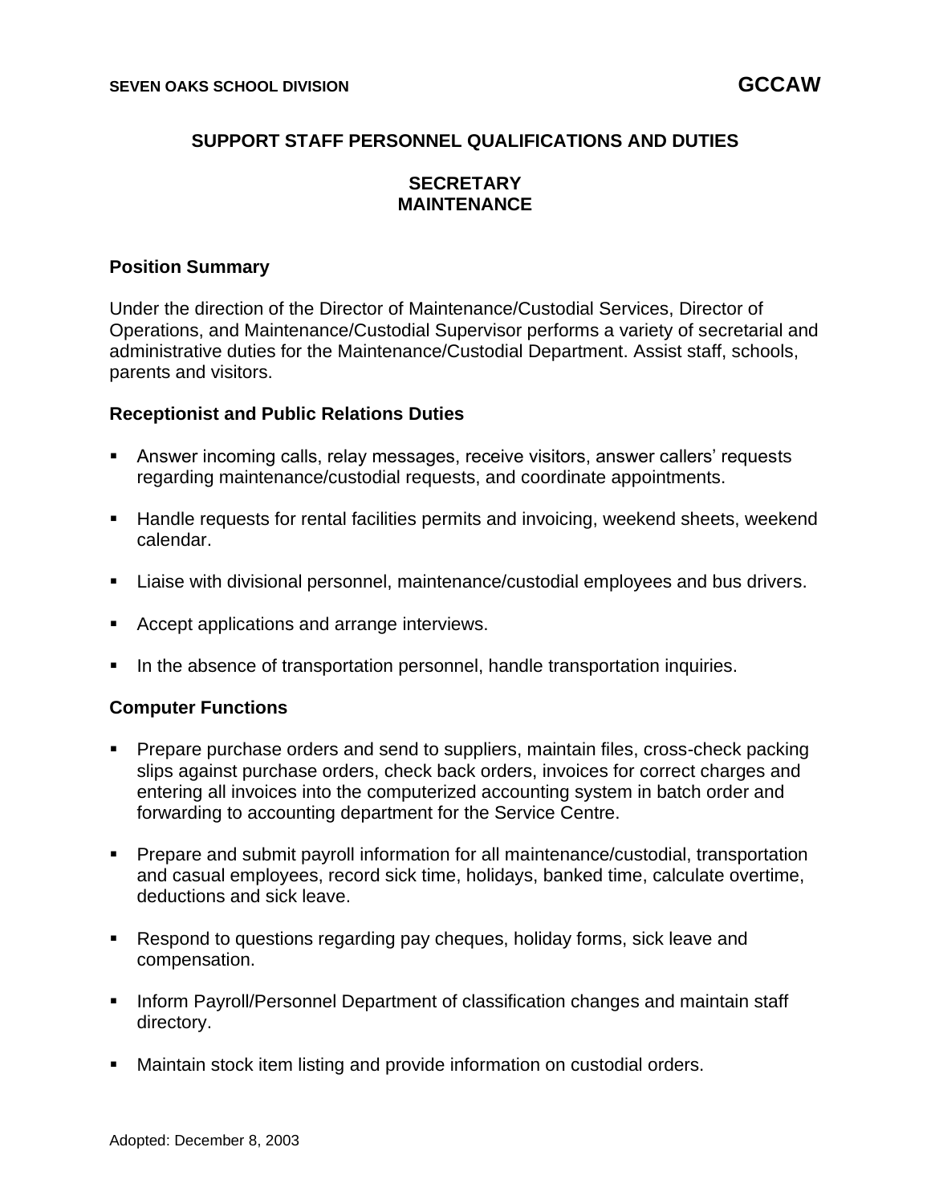# SUPPORT STAFF PERSONNEL QUALIFICATIONS AND DUTIES

## SECRETARY MAINTENANCE

### Position Summary

Under the direction of the Director of Maintenance/Custodial Services, Director of Operations, and Maintenance/Custodial Supervisor performs a variety of secretarial and administrative duties for the Maintenance/Custodial Department. Assist staff, schools, parents and visitors.

### Receptionist and Public Relations Duties

- Answer incoming calls, relay messages, receive visitors, answer callers' requests regarding maintenance/custodial requests, and coordinate appointments.
- Handle requests for rental facilities permits and invoicing, weekend sheets, weekend calendar.
- Liaise with divisional personnel, maintenance/custodial employees and bus drivers.
- Accept applications and arrange interviews.
- In the absence of transportation personnel, handle transportation inquiries.

### Computer Functions

- Prepare purchase orders and send to suppliers, maintain files, cross-check packing slips against purchase orders, check back orders, invoices for correct charges and entering all invoices into the computerized accounting system in batch order and forwarding to accounting department for the Service Centre.
- Prepare and submit payroll information for all maintenance/custodial, transportation and casual employees, record sick time, holidays, banked time, calculate overtime, deductions and sick leave.
- Respond to questions regarding pay cheques, holiday forms, sick leave and compensation.
- Inform Payroll/Personnel Department of classification changes and maintain staff directory.
- Maintain stock item listing and provide information on custodial orders.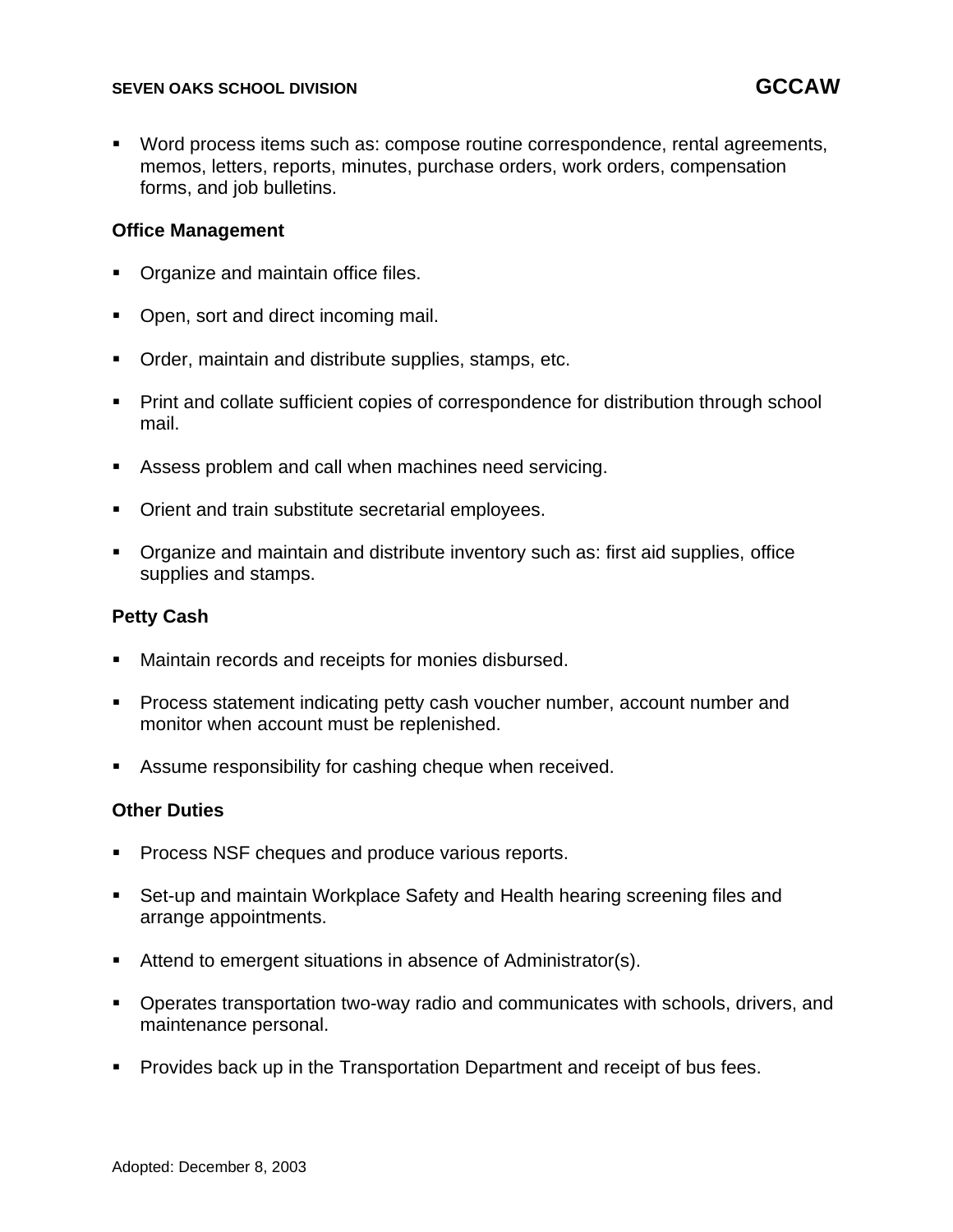- Word process items such as: compose routine correspondence, rental agreements, memos, letters, reports, minutes, purchase orders, work orders, compensation forms, and job bulletins.

**Office Management**

- Organize and maintain office files.
- Open, sort and direct incoming mail.
- Order, maintain and distribute supplies, stamps, etc.
- Print and collate sufficient copies of correspondence for distribution through school mail.
- Assess problem and call when machines need servicing.
- Orient and train substitute secretarial employees.
- Organize and maintain and distribute inventory such as: first aid supplies, office supplies and stamps.

**Petty Cash**

- Maintain records and receipts for monies disbursed.
- Process statement indicating petty cash voucher number, account number and monitor when account must be replenished.
- Assume responsibility for cashing cheque when received.

**Other Duties**

- Process NSF cheques and produce various reports.
- Set-up and maintain Workplace Safety and Health hearing screening files and arrange appointments.
- Attend to emergent situations in absence of Administrator(s).
- Operates transportation two-way radio and communicates with schools, drivers, and maintenance personal.
- Provides back up in the Transportation Department and receipt of bus fees.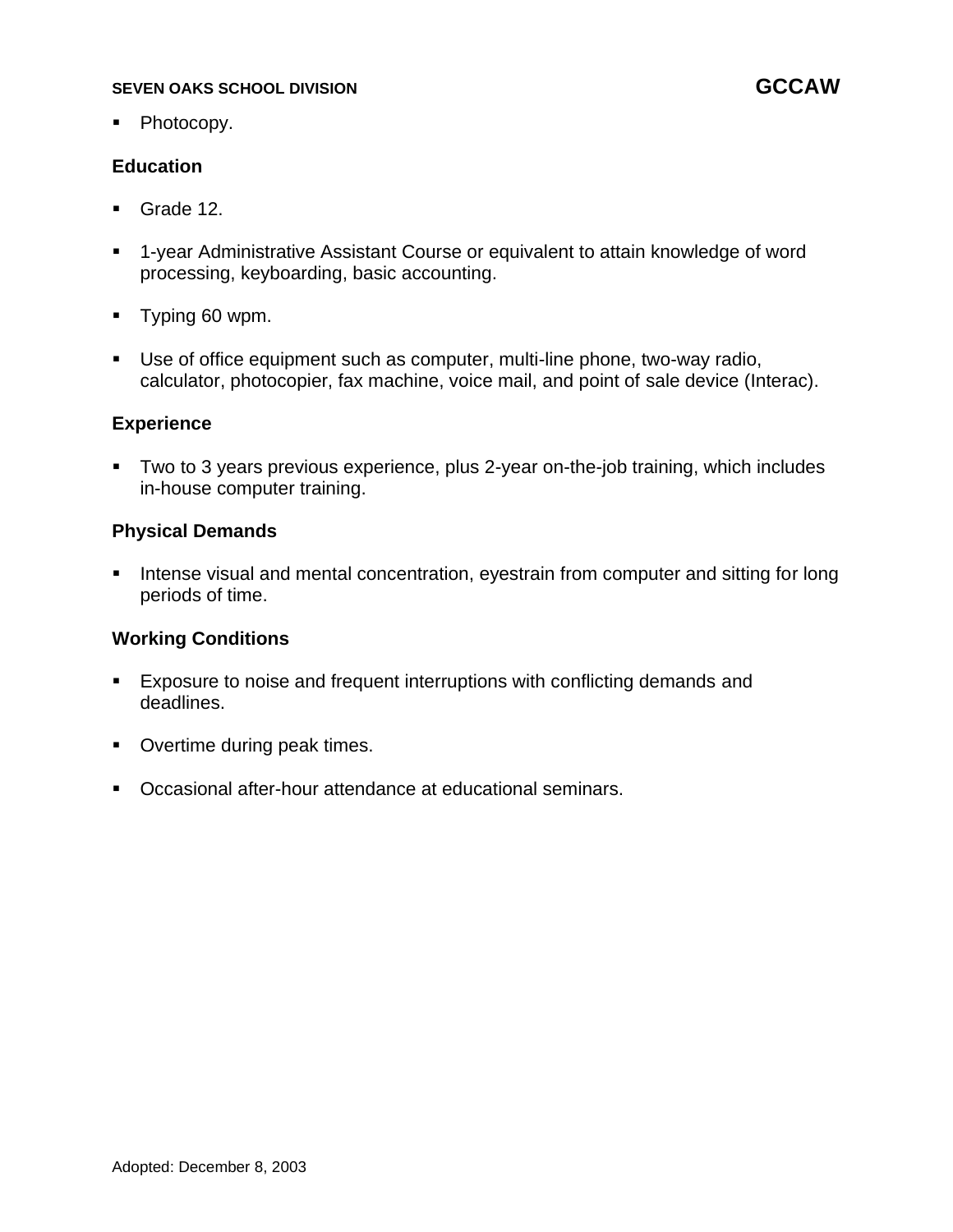- Photocopy.

### Education

- Grade 12.
- 1-year Administrative Assistant Course or equivalent to attain knowledge of word processing, keyboarding, basic accounting.
- Typing 60 wpm.
- Use of office equipment such as computer, multi-line phone, two-way radio, calculator, photocopier, fax machine, voice mail, and point of sale device (Interac).

### Experience

- Two to 3 years previous experience, plus 2-year on-the-job training, which includes in-house computer training.

### Physical Demands

- Intense visual and mental concentration, eyestrain from computer and sitting for long periods of time.

### Working Conditions

- Exposure to noise and frequent interruptions with conflicting demands and deadlines.
- Overtime during peak times.
- Occasional after-hour attendance at educational seminars.